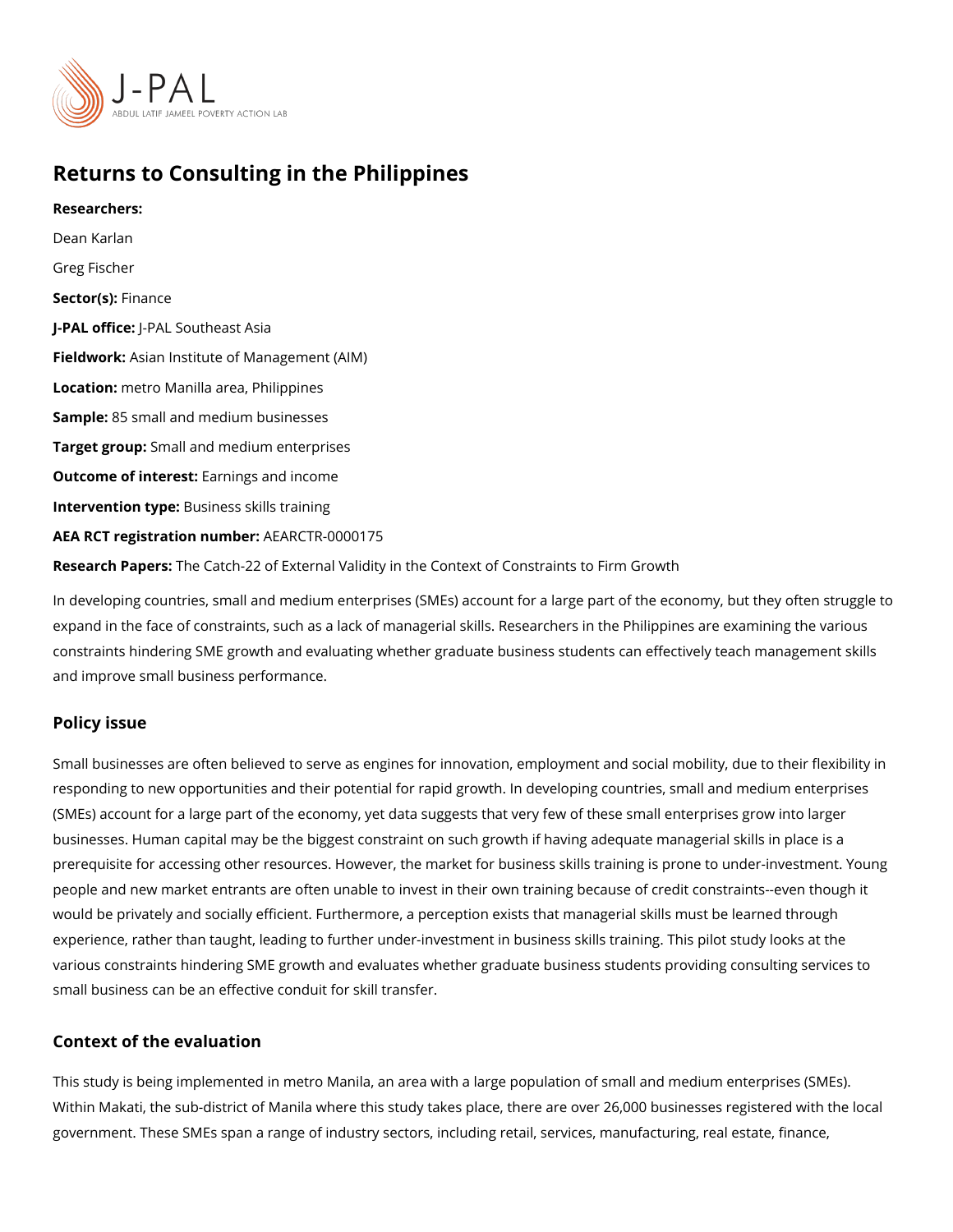# Returns to Consulting in the Philippines

**Researchers:**

Dean Karlan

Greg Fischer

**Sector(s):** Finance

**J-PAL office:** J-PAL Southeast Asia

**Fieldwork:** Asian Institute of Management (AIM)

**Location:** metro Manilla area, Philippines

**Sample:** 85 small and medium businesses

**Target group:** Small and medium enterprises

**Outcome of interest:** Earnings and income

**Intervention type:** Business skills training

**AEA RCT registration number:** AEARCTR-0000175

**Research Papers:** The Catch-22 of External Validity in the Context of Constraints to Firm Growth

In developing countries, small and medium enterprises (SMEs) account for a large part of the economy, but they often struggle to expand in the face of constraints, such as a lack of managerial skills. Researchers in the Philippines are examining the various constraints hindering SME growth and evaluating whether graduate business students can effectively teach management skills and improve small business performance.

## Policy issue

Small businesses are often believed to serve as engines for innovation, employment and social mobility, due to their flexibility in responding to new opportunities and their potential for rapid growth. In developing countries, small and medium enterprises (SMEs) account for a large part of the economy, yet data suggests that very few of these small enterprises grow into larger businesses. Human capital may be the biggest constraint on such growth if having adequate managerial skills in place is a prerequisite for accessing other resources. However, the market for business skills training is prone to under-investment. Young people and new market entrants are often unable to invest in their own training because of credit constraints--even though it would be privately and socially efficient. Furthermore, a perception exists that managerial skills must be learned through experience, rather than taught, leading to further under-investment in business skills training. This pilot study looks at the various constraints hindering SME growth and evaluates whether graduate business students providing consulting services to small business can be an effective conduit for skill transfer.

## Context of the evaluation

This study is being implemented in metro Manila, an area with a large population of small and medium enterprises (SMEs). Within Makati, the sub-district of Manila where this study takes place, there are over 26,000 businesses registered with the local government. These SMEs span a range of industry sectors, including retail, services, manufacturing, real estate, finance,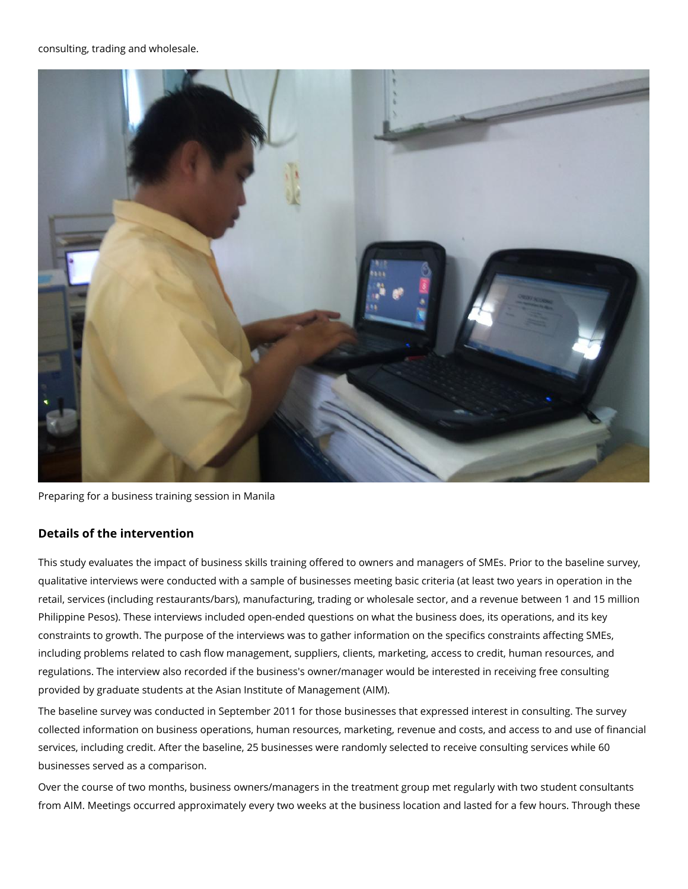consulting, trading and wholesale.

Preparing for a business training session in Manila

### Details of the intervention

This study evaluates the impact of business skills training offered to owners and managers of SMEs. Prior to the baseline survey, qualitative interviews were conducted with a sample of businesses meeting basic criteria (at least two years in operation in the retail, services (including restaurants/bars), manufacturing, trading or wholesale sector, and a revenue between 1 and 15 million Philippine Pesos). These interviews included open-ended questions on what the business does, its operations, and its key constraints to growth. The purpose of the interviews was to gather information on the specifics constraints affecting SMEs, including problems related to cash flow management, suppliers, clients, marketing, access to credit, human resources, and regulations. The interview also recorded if the business's owner/manager would be interested in receiving free consulting provided by graduate students at the Asian Institute of Management (AIM).

The baseline survey was conducted in September 2011 for those businesses that expressed interest in consulting. The survey collected information on business operations, human resources, marketing, revenue and costs, and access to and use of financial services, including credit. After the baseline, 25 businesses were randomly selected to receive consulting services while 60 businesses served as a comparison.

Over the course of two months, business owners/managers in the treatment group met regularly with two student consultants from AIM. Meetings occurred approximately every two weeks at the business location and lasted for a few hours. Through these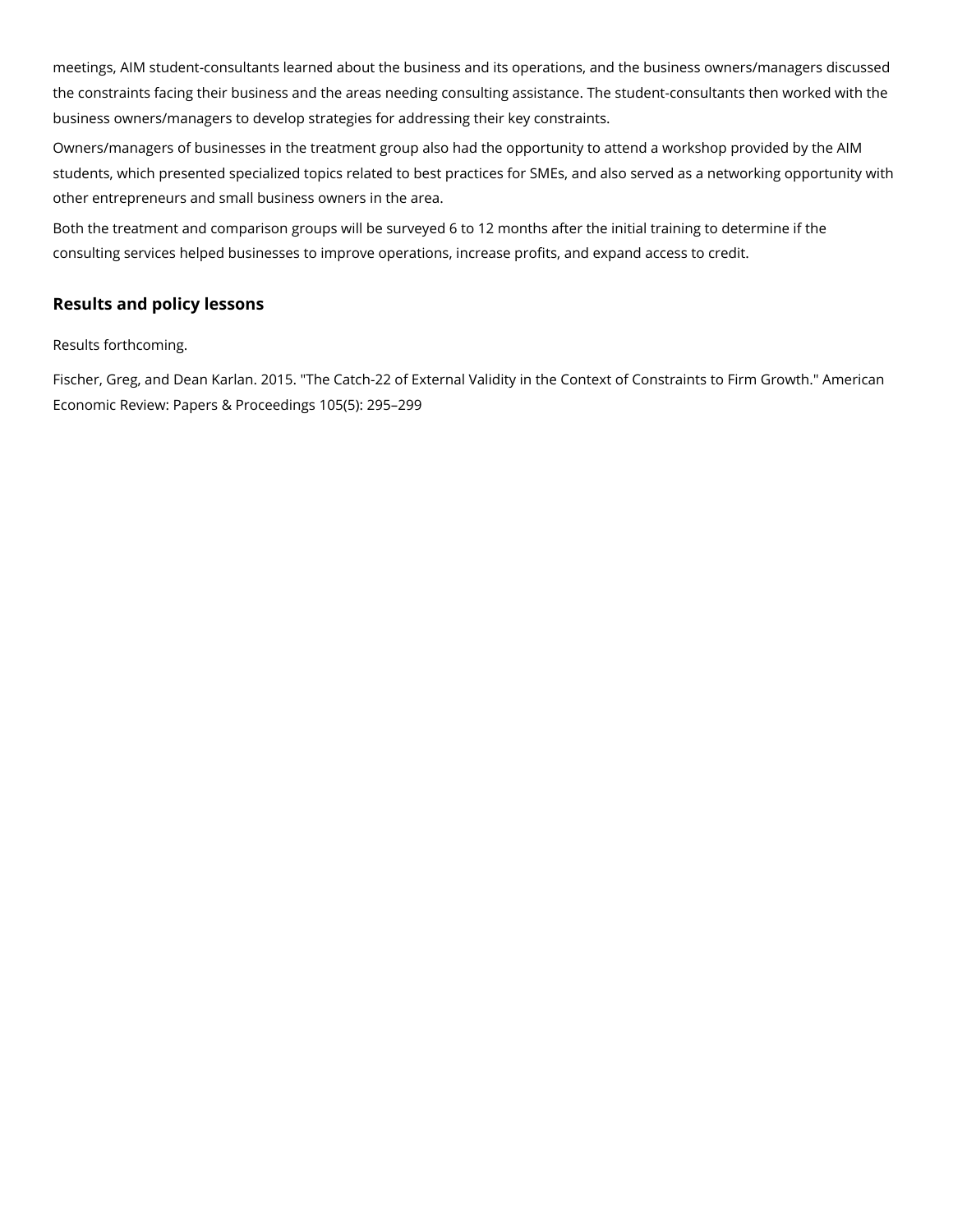meetings, AIM student-consultants learned about the business and its operations, and the business owners/managers discussed the constraints facing their business and the areas needing consulting assistance. The student-consultants then worked with the business owners/managers to develop strategies for addressing their key constraints.

Owners/managers of businesses in the treatment group also had the opportunity to attend a workshop provided by the AIM students, which presented specialized topics related to best practices for SMEs, and also served as a networking opportunity with other entrepreneurs and small business owners in the area.

Both the treatment and comparison groups will be surveyed 6 to 12 months after the initial training to determine if the consulting services helped businesses to improve operations, increase profits, and expand access to credit.

### Results and policy lessons

Results forthcoming.

Fischer, Greg, and Dean Karlan. 2015. "The Catch-22 of External Validity in the Context of Constraints to Firm Growth." American Economic Review: Papers & Proceedings 105(5): 295–299